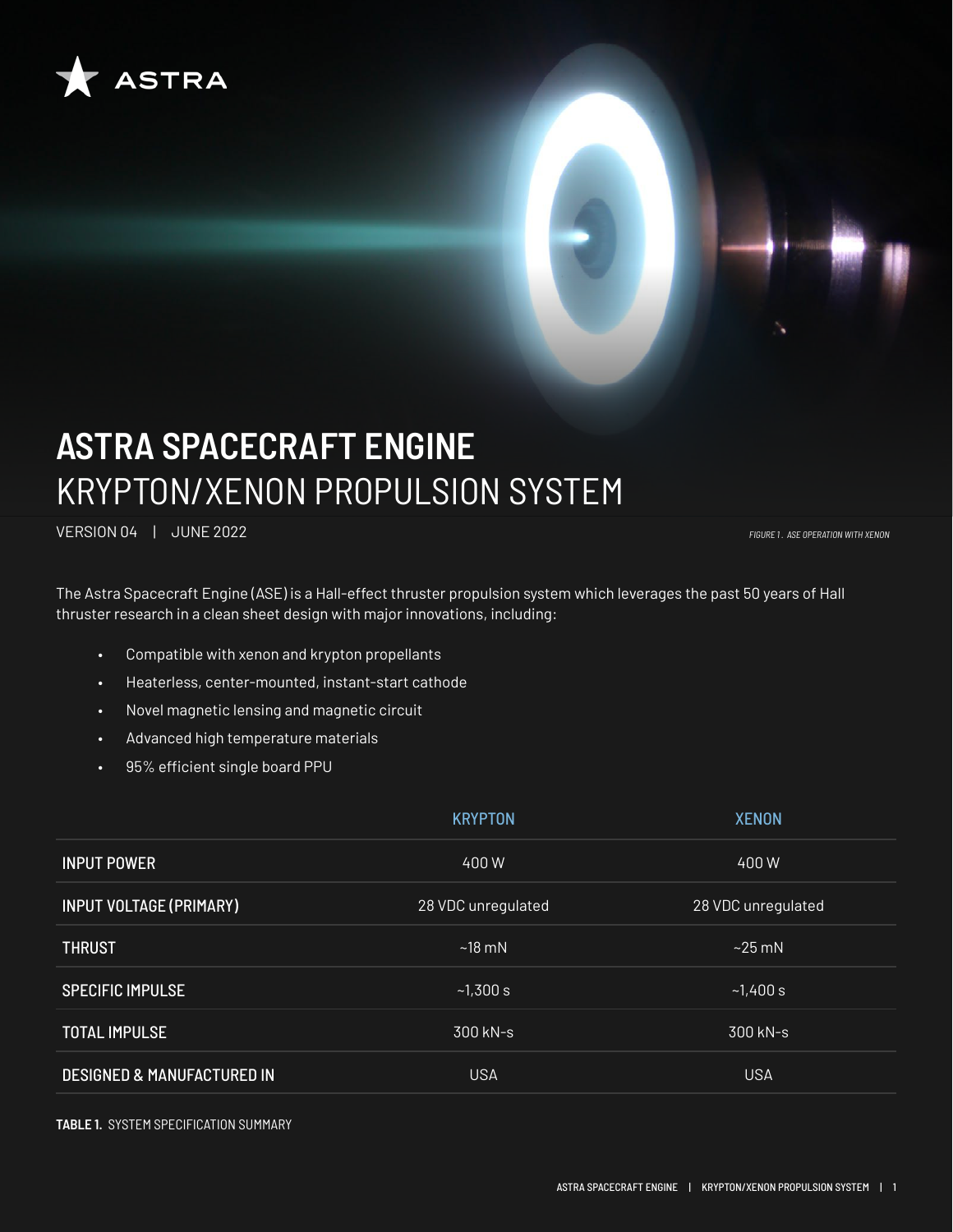ASTRA

# ASTRA SPACECRAFT ENGINE
## KRYPTON/XENON PROPULSION SYSTEM

VERSION 04 | JUNE 2022

*FIGURE 1. ASE OPERATION WITH XENON*

The Astra Spacecraft Engine (ASE) is a Hall-effect thruster propulsion system which leverages the past 50 years of Hall thruster research in a clean sheet design with major innovations, including:

- Compatible with xenon and krypton propellants
- Heaterless, center-mounted, instant-start cathode
- Novel magnetic lensing and magnetic circuit
- Advanced high temperature materials
- 95% efficient single board PPU

| | KRYPTON | XENON |
|---|---|---|
| INPUT POWER | 400 W | 400 W |
| INPUT VOLTAGE (PRIMARY) | 28 VDC unregulated | 28 VDC unregulated |
| THRUST | ~18 mN | ~25 mN |
| SPECIFIC IMPULSE | ~1,300 s | ~1,400 s |
| TOTAL IMPULSE | 300 kN-s | 300 kN-s |
| DESIGNED & MANUFACTURED IN | USA | USA |

**TABLE 1.** SYSTEM SPECIFICATION SUMMARY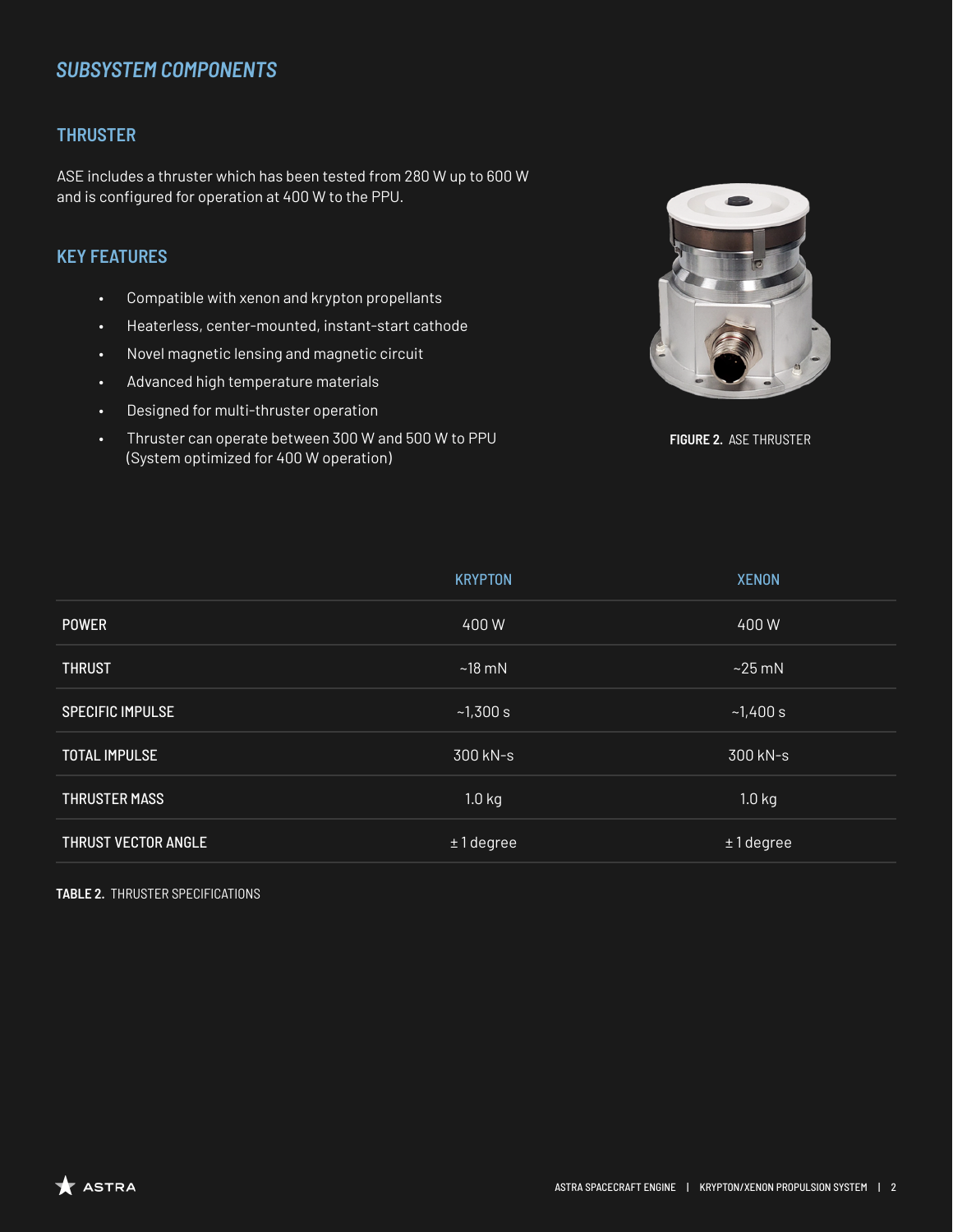## *SUBSYSTEM COMPONENTS*

### THRUSTER

ASE includes a thruster which has been tested from 280 W up to 600 W and is configured for operation at 400 W to the PPU.

### KEY FEATURES

- Compatible with xenon and krypton propellants
- Heaterless, center-mounted, instant-start cathode
- Novel magnetic lensing and magnetic circuit
- Advanced high temperature materials
- Designed for multi-thruster operation
- Thruster can operate between 300 W and 500 W to PPU (System optimized for 400 W operation)

**FIGURE 2.** ASE THRUSTER

| | KRYPTON | XENON |
|---|---|---|
| POWER | 400 W | 400 W |
| THRUST | ~18 mN | ~25 mN |
| SPECIFIC IMPULSE | ~1,300 s | ~1,400 s |
| TOTAL IMPULSE | 300 kN-s | 300 kN-s |
| THRUSTER MASS | 1.0 kg | 1.0 kg |
| THRUST VECTOR ANGLE | ± 1 degree | ± 1 degree |

**TABLE 2.** THRUSTER SPECIFICATIONS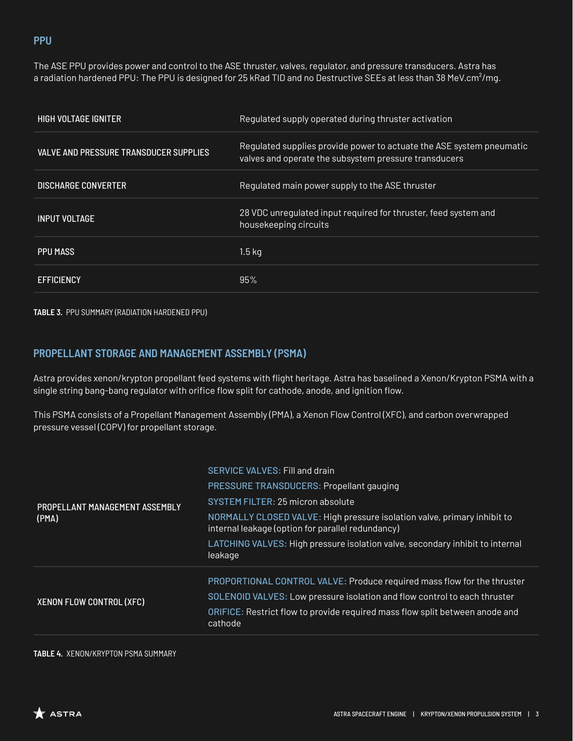## PPU

The ASE PPU provides power and control to the ASE thruster, valves, regulator, and pressure transducers. Astra has a radiation hardened PPU: The PPU is designed for 25 kRad TID and no Destructive SEEs at less than 38 MeV.cm$^2$/mg.

| | |
|---|---|
| HIGH VOLTAGE IGNITER | Regulated supply operated during thruster activation |
| VALVE AND PRESSURE TRANSDUCER SUPPLIES | Regulated supplies provide power to actuate the ASE system pneumatic valves and operate the subsystem pressure transducers |
| DISCHARGE CONVERTER | Regulated main power supply to the ASE thruster |
| INPUT VOLTAGE | 28 VDC unregulated input required for thruster, feed system and housekeeping circuits |
| PPU MASS | 1.5 kg |
| EFFICIENCY | 95% |

**TABLE 3.** PPU SUMMARY (RADIATION HARDENED PPU)

## PROPELLANT STORAGE AND MANAGEMENT ASSEMBLY (PSMA)

Astra provides xenon/krypton propellant feed systems with flight heritage. Astra has baselined a Xenon/Krypton PSMA with a single string bang-bang regulator with orifice flow split for cathode, anode, and ignition flow.

This PSMA consists of a Propellant Management Assembly (PMA), a Xenon Flow Control (XFC), and carbon overwrapped pressure vessel (COPV) for propellant storage.

| | |
|---|---|
| PROPELLANT MANAGEMENT ASSEMBLY (PMA) | SERVICE VALVES: Fill and drain<br>PRESSURE TRANSDUCERS: Propellant gauging<br>SYSTEM FILTER: 25 micron absolute<br>NORMALLY CLOSED VALVE: High pressure isolation valve, primary inhibit to internal leakage (option for parallel redundancy)<br>LATCHING VALVES: High pressure isolation valve, secondary inhibit to internal leakage |
| XENON FLOW CONTROL (XFC) | PROPORTIONAL CONTROL VALVE: Produce required mass flow for the thruster<br>SOLENOID VALVES: Low pressure isolation and flow control to each thruster<br>ORIFICE: Restrict flow to provide required mass flow split between anode and cathode |

**TABLE 4.** XENON/KRYPTON PSMA SUMMARY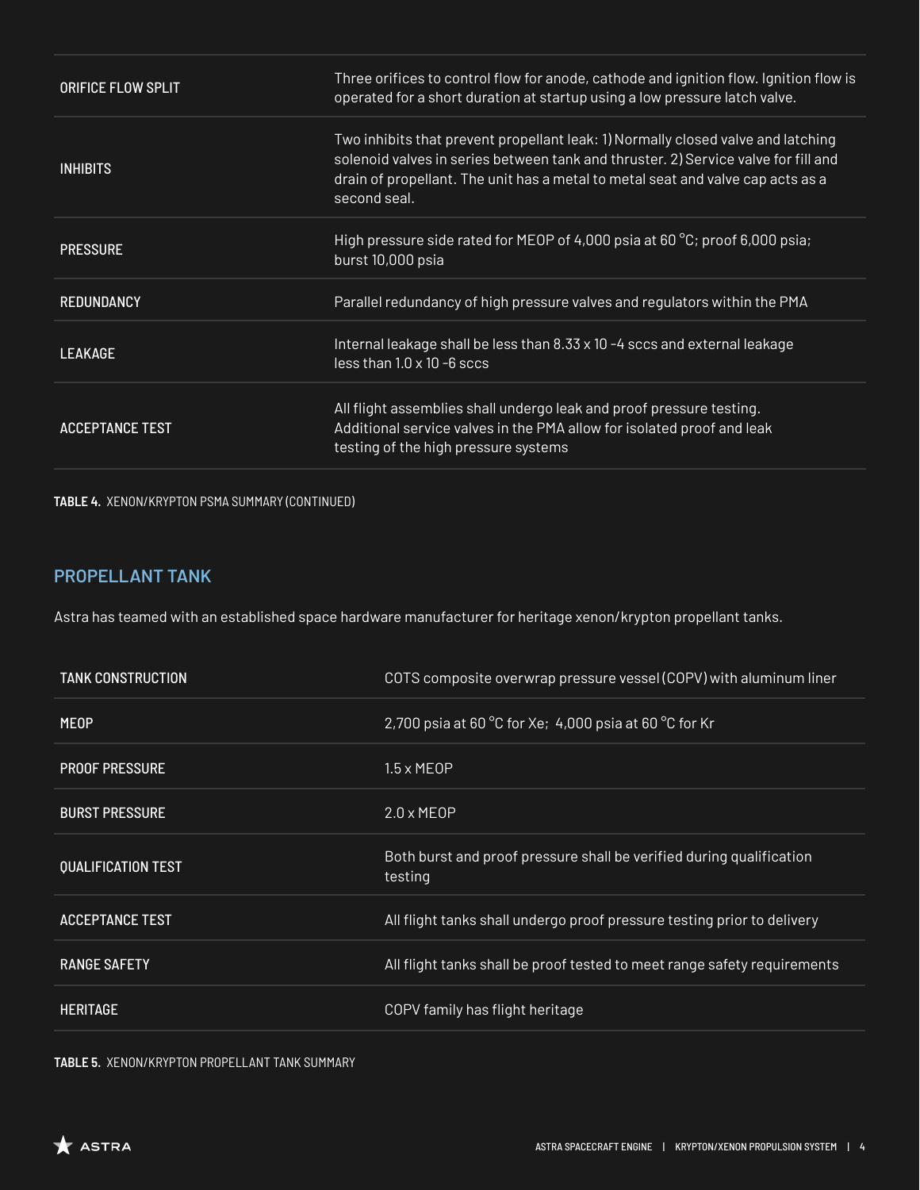| | |
|---|---|
| ORIFICE FLOW SPLIT | Three orifices to control flow for anode, cathode and ignition flow. Ignition flow is operated for a short duration at startup using a low pressure latch valve. |
| INHIBITS | Two inhibits that prevent propellant leak: 1) Normally closed valve and latching solenoid valves in series between tank and thruster. 2) Service valve for fill and drain of propellant. The unit has a metal to metal seat and valve cap acts as a second seal. |
| PRESSURE | High pressure side rated for MEOP of 4,000 psia at 60 °C; proof 6,000 psia; burst 10,000 psia |
| REDUNDANCY | Parallel redundancy of high pressure valves and regulators within the PMA |
| LEAKAGE | Internal leakage shall be less than $8.33 \times 10^{-4}$ sccs and external leakage less than $1.0 \times 10^{-6}$ sccs |
| ACCEPTANCE TEST | All flight assemblies shall undergo leak and proof pressure testing. Additional service valves in the PMA allow for isolated proof and leak testing of the high pressure systems |

**TABLE 4.** XENON/KRYPTON PSMA SUMMARY (CONTINUED)

## PROPELLANT TANK

Astra has teamed with an established space hardware manufacturer for heritage xenon/krypton propellant tanks.

| | |
|---|---|
| TANK CONSTRUCTION | COTS composite overwrap pressure vessel (COPV) with aluminum liner |
| MEOP | 2,700 psia at 60 °C for Xe; 4,000 psia at 60 °C for Kr |
| PROOF PRESSURE | 1.5 x MEOP |
| BURST PRESSURE | 2.0 x MEOP |
| QUALIFICATION TEST | Both burst and proof pressure shall be verified during qualification testing |
| ACCEPTANCE TEST | All flight tanks shall undergo proof pressure testing prior to delivery |
| RANGE SAFETY | All flight tanks shall be proof tested to meet range safety requirements |
| HERITAGE | COPV family has flight heritage |

**TABLE 5.** XENON/KRYPTON PROPELLANT TANK SUMMARY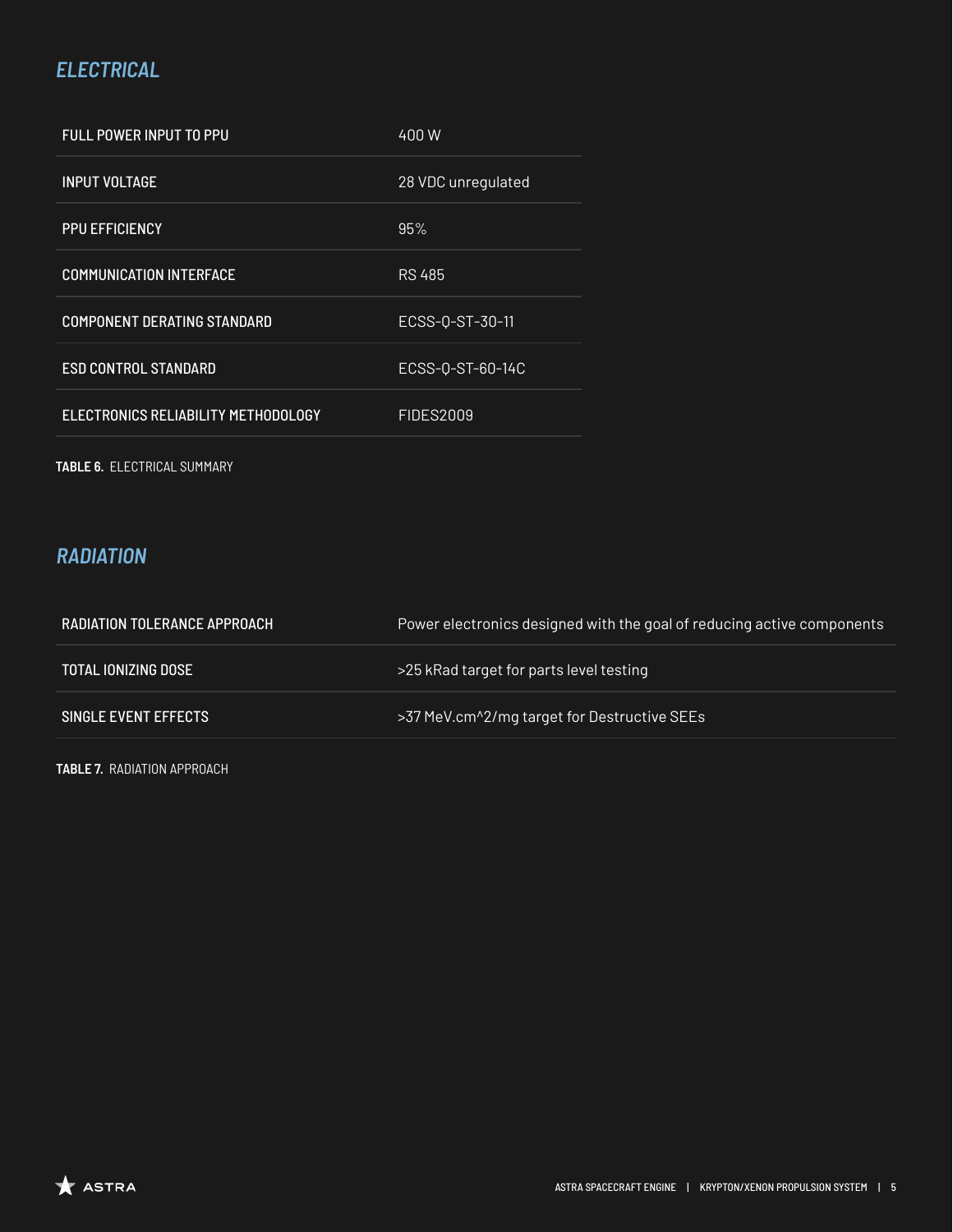## *ELECTRICAL*

| | |
|---|---|
| FULL POWER INPUT TO PPU | 400 W |
| INPUT VOLTAGE | 28 VDC unregulated |
| PPU EFFICIENCY | 95% |
| COMMUNICATION INTERFACE | RS 485 |
| COMPONENT DERATING STANDARD | ECSS-Q-ST-30-11 |
| ESD CONTROL STANDARD | ECSS-Q-ST-60-14C |
| ELECTRONICS RELIABILITY METHODOLOGY | FIDES2009 |

**TABLE 6.** ELECTRICAL SUMMARY

## *RADIATION*

| | |
|---|---|
| RADIATION TOLERANCE APPROACH | Power electronics designed with the goal of reducing active components |
| TOTAL IONIZING DOSE | >25 kRad target for parts level testing |
| SINGLE EVENT EFFECTS | >37 MeV.cm^2/mg target for Destructive SEEs |

**TABLE 7.** RADIATION APPROACH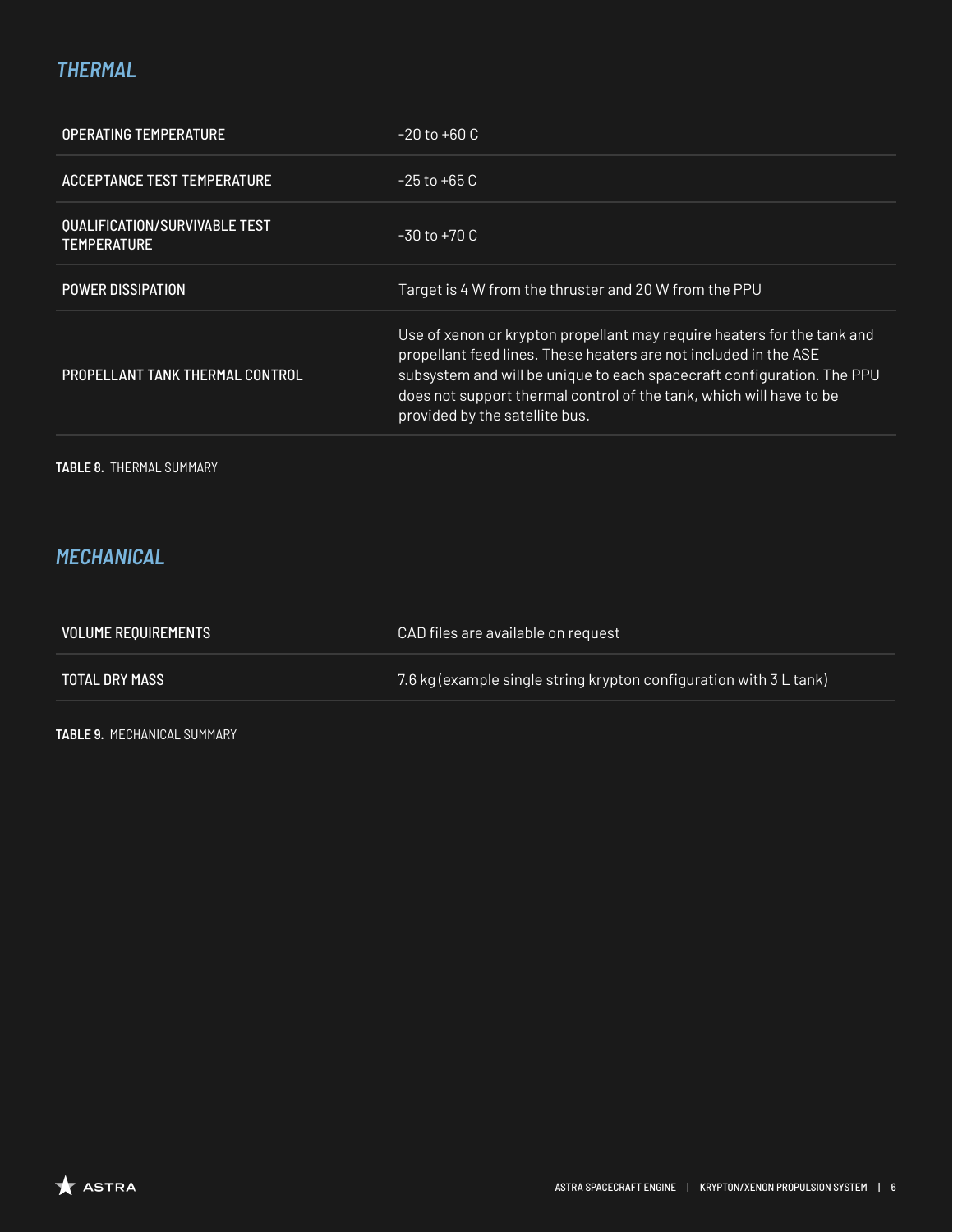## *THERMAL*

| | |
|---|---|
| OPERATING TEMPERATURE | -20 to +60 C |
| ACCEPTANCE TEST TEMPERATURE | -25 to +65 C |
| QUALIFICATION/SURVIVABLE TEST TEMPERATURE | -30 to +70 C |
| POWER DISSIPATION | Target is 4 W from the thruster and 20 W from the PPU |
| PROPELLANT TANK THERMAL CONTROL | Use of xenon or krypton propellant may require heaters for the tank and propellant feed lines. These heaters are not included in the ASE subsystem and will be unique to each spacecraft configuration. The PPU does not support thermal control of the tank, which will have to be provided by the satellite bus. |

**TABLE 8.** THERMAL SUMMARY

## *MECHANICAL*

| | |
|---|---|
| VOLUME REQUIREMENTS | CAD files are available on request |
| TOTAL DRY MASS | 7.6 kg (example single string krypton configuration with 3 L tank) |

**TABLE 9.** MECHANICAL SUMMARY